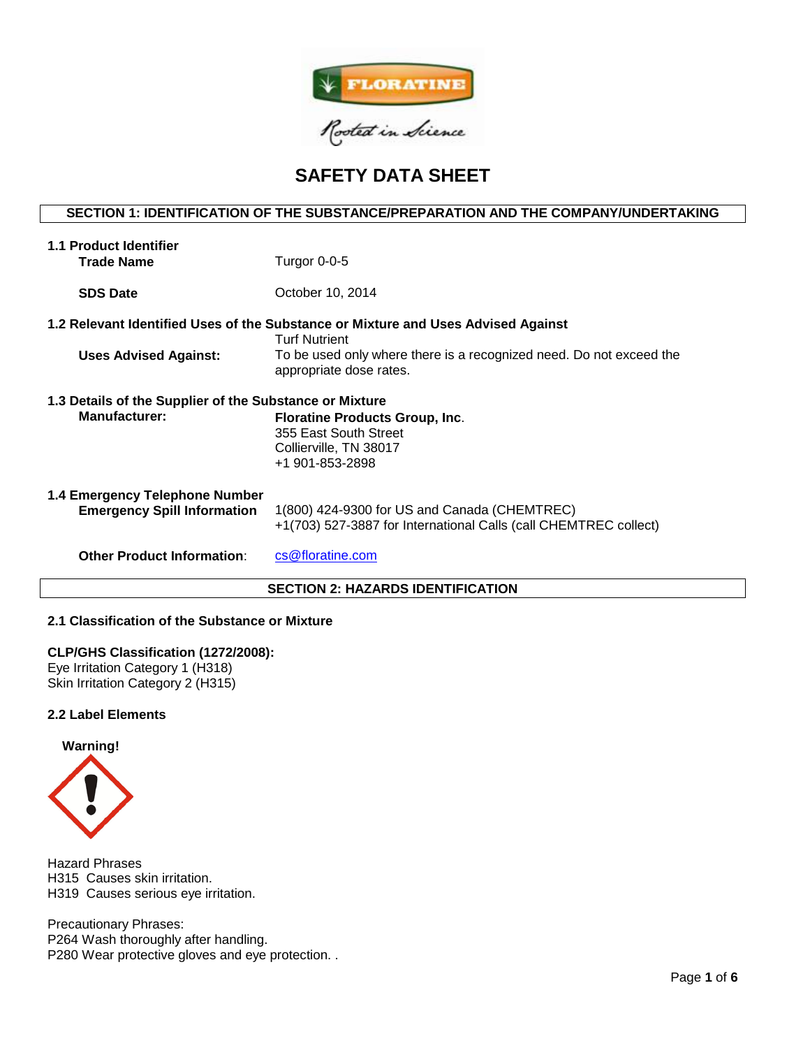# SAFETY DATA SHEET

## SECTION 1: IDENTIFICATION OF THE SUBSTANCE/PREPARATION AND THE COMPANY/UNDERTAKING

### 1.1 Product Identifier

**Trade Name** Turgor 0-0-5

**SDS Date** October 10, 2014

### 1.2 Relevant Identified Uses of the Substance or Mixture and Uses Advised Against

Turf Nutrient

**Uses Advised Against:** To be used only where there is a recognized need. Do not exceed the appropriate dose rates.

### 1.3 Details of the Supplier of the Substance or Mixture

**Manufacturer:** **Floratine Products Group, Inc**.
355 East South Street
Collierville, TN 38017
+1 901-853-2898

### 1.4 Emergency Telephone Number

**Emergency Spill Information** 1(800) 424-9300 for US and Canada (CHEMTREC)
+1(703) 527-3887 for International Calls (call CHEMTREC collect)

**Other Product Information**: cs@floratine.com

## SECTION 2: HAZARDS IDENTIFICATION

### 2.1 Classification of the Substance or Mixture

**CLP/GHS Classification (1272/2008):**
Eye Irritation Category 1 (H318)
Skin Irritation Category 2 (H315)

### 2.2 Label Elements

**Warning!**

Hazard Phrases
H315 Causes skin irritation.
H319 Causes serious eye irritation.

Precautionary Phrases:
P264 Wash thoroughly after handling.
P280 Wear protective gloves and eye protection. .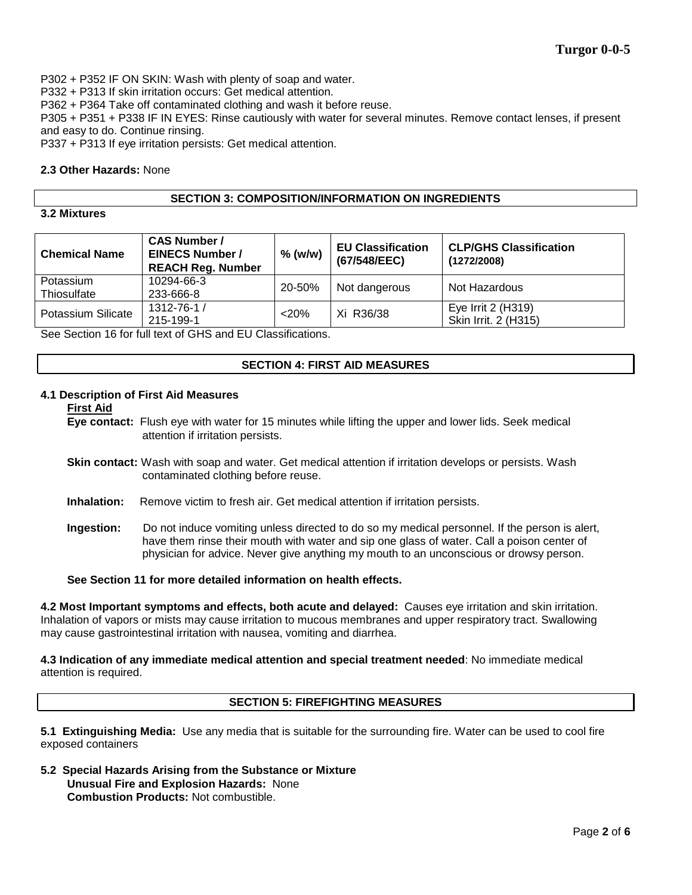P302 + P352 IF ON SKIN: Wash with plenty of soap and water.
P332 + P313 If skin irritation occurs: Get medical attention.
P362 + P364 Take off contaminated clothing and wash it before reuse.
P305 + P351 + P338 IF IN EYES: Rinse cautiously with water for several minutes. Remove contact lenses, if present and easy to do. Continue rinsing.
P337 + P313 If eye irritation persists: Get medical attention.

**2.3 Other Hazards:** None

## SECTION 3: COMPOSITION/INFORMATION ON INGREDIENTS

**3.2 Mixtures**

| Chemical Name | CAS Number / EINECS Number / REACH Reg. Number | % (w/w) | EU Classification (67/548/EEC) | CLP/GHS Classification (1272/2008) |
|---|---|---|---|---|
| Potassium Thiosulfate | 10294-66-3 233-666-8 | 20-50% | Not dangerous | Not Hazardous |
| Potassium Silicate | 1312-76-1 / 215-199-1 | <20% | Xi R36/38 | Eye Irrit 2 (H319) Skin Irrit. 2 (H315) |

See Section 16 for full text of GHS and EU Classifications.

## SECTION 4: FIRST AID MEASURES

**4.1 Description of First Aid Measures**

**First Aid**

**Eye contact:** Flush eye with water for 15 minutes while lifting the upper and lower lids. Seek medical attention if irritation persists.

**Skin contact:** Wash with soap and water. Get medical attention if irritation develops or persists. Wash contaminated clothing before reuse.

**Inhalation:** Remove victim to fresh air. Get medical attention if irritation persists.

**Ingestion:** Do not induce vomiting unless directed to do so my medical personnel. If the person is alert, have them rinse their mouth with water and sip one glass of water. Call a poison center of physician for advice. Never give anything my mouth to an unconscious or drowsy person.

**See Section 11 for more detailed information on health effects.**

**4.2 Most Important symptoms and effects, both acute and delayed:** Causes eye irritation and skin irritation. Inhalation of vapors or mists may cause irritation to mucous membranes and upper respiratory tract. Swallowing may cause gastrointestinal irritation with nausea, vomiting and diarrhea.

**4.3 Indication of any immediate medical attention and special treatment needed**: No immediate medical attention is required.

## SECTION 5: FIREFIGHTING MEASURES

**5.1 Extinguishing Media:** Use any media that is suitable for the surrounding fire. Water can be used to cool fire exposed containers

**5.2 Special Hazards Arising from the Substance or Mixture**

**Unusual Fire and Explosion Hazards:** None

**Combustion Products:** Not combustible.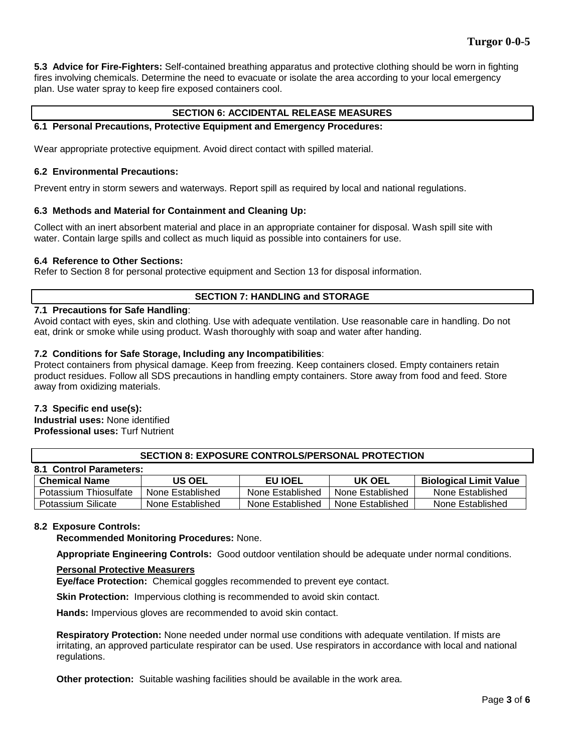**5.3 Advice for Fire-Fighters:** Self-contained breathing apparatus and protective clothing should be worn in fighting fires involving chemicals. Determine the need to evacuate or isolate the area according to your local emergency plan. Use water spray to keep fire exposed containers cool.

## SECTION 6: ACCIDENTAL RELEASE MEASURES

**6.1 Personal Precautions, Protective Equipment and Emergency Procedures:**

Wear appropriate protective equipment. Avoid direct contact with spilled material.

**6.2 Environmental Precautions:**

Prevent entry in storm sewers and waterways. Report spill as required by local and national regulations.

**6.3 Methods and Material for Containment and Cleaning Up:**

Collect with an inert absorbent material and place in an appropriate container for disposal. Wash spill site with water. Contain large spills and collect as much liquid as possible into containers for use.

**6.4 Reference to Other Sections:**
Refer to Section 8 for personal protective equipment and Section 13 for disposal information.

## SECTION 7: HANDLING and STORAGE

**7.1 Precautions for Safe Handling**:
Avoid contact with eyes, skin and clothing. Use with adequate ventilation. Use reasonable care in handling. Do not eat, drink or smoke while using product. Wash thoroughly with soap and water after handing.

**7.2 Conditions for Safe Storage, Including any Incompatibilities**:
Protect containers from physical damage. Keep from freezing. Keep containers closed. Empty containers retain product residues. Follow all SDS precautions in handling empty containers. Store away from food and feed. Store away from oxidizing materials.

**7.3 Specific end use(s):**
**Industrial uses:** None identified
**Professional uses:** Turf Nutrient

## SECTION 8: EXPOSURE CONTROLS/PERSONAL PROTECTION

**8.1 Control Parameters:**

| Chemical Name | US OEL | EU IOEL | UK OEL | Biological Limit Value |
|---|---|---|---|---|
| Potassium Thiosulfate | None Established | None Established | None Established | None Established |
| Potassium Silicate | None Established | None Established | None Established | None Established |

**8.2 Exposure Controls:**

**Recommended Monitoring Procedures:** None.

**Appropriate Engineering Controls:** Good outdoor ventilation should be adequate under normal conditions.

**Personal Protective Measurers**

**Eye/face Protection:** Chemical goggles recommended to prevent eye contact.

**Skin Protection:** Impervious clothing is recommended to avoid skin contact.

**Hands:** Impervious gloves are recommended to avoid skin contact.

**Respiratory Protection:** None needed under normal use conditions with adequate ventilation. If mists are irritating, an approved particulate respirator can be used. Use respirators in accordance with local and national regulations.

**Other protection:** Suitable washing facilities should be available in the work area.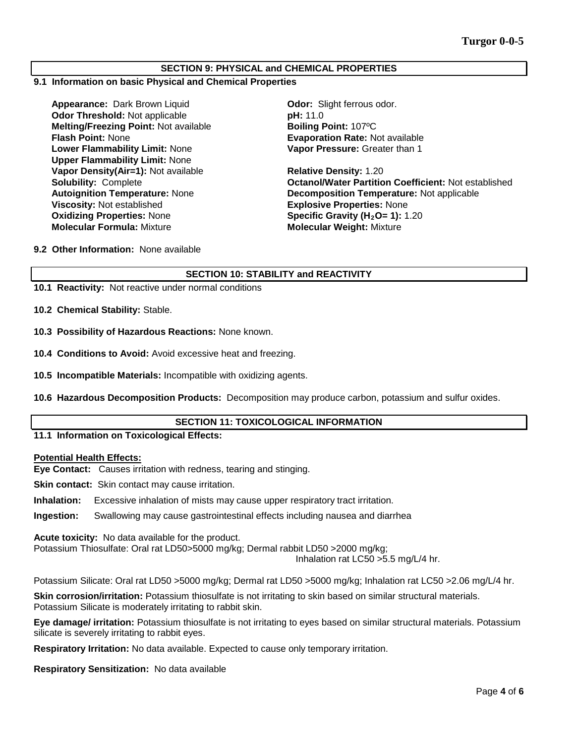## SECTION 9: PHYSICAL and CHEMICAL PROPERTIES

### 9.1 Information on basic Physical and Chemical Properties

**Appearance:** Dark Brown Liquid
**Odor Threshold:** Not applicable
**Melting/Freezing Point:** Not available
**Flash Point:** None
**Lower Flammability Limit:** None
**Upper Flammability Limit:** None
**Vapor Density(Air=1):** Not available
**Solubility:** Complete
**Autoignition Temperature:** None
**Viscosity:** Not established
**Oxidizing Properties:** None
**Molecular Formula:** Mixture

**Odor:** Slight ferrous odor.
**pH:** 11.0
**Boiling Point:** 107ºC
**Evaporation Rate:** Not available
**Vapor Pressure:** Greater than 1

**Relative Density:** 1.20
**Octanol/Water Partition Coefficient:** Not established
**Decomposition Temperature:** Not applicable
**Explosive Properties:** None
**Specific Gravity ($H_2O$= 1):** 1.20
**Molecular Weight:** Mixture

**9.2 Other Information:** None available

## SECTION 10: STABILITY and REACTIVITY

**10.1 Reactivity:** Not reactive under normal conditions

**10.2 Chemical Stability:** Stable.

**10.3 Possibility of Hazardous Reactions:** None known.

**10.4 Conditions to Avoid:** Avoid excessive heat and freezing.

**10.5 Incompatible Materials:** Incompatible with oxidizing agents.

**10.6 Hazardous Decomposition Products:** Decomposition may produce carbon, potassium and sulfur oxides.

## SECTION 11: TOXICOLOGICAL INFORMATION

### 11.1 Information on Toxicological Effects:

**Potential Health Effects:**

**Eye Contact:** Causes irritation with redness, tearing and stinging.

**Skin contact:** Skin contact may cause irritation.

**Inhalation:** Excessive inhalation of mists may cause upper respiratory tract irritation.

**Ingestion:** Swallowing may cause gastrointestinal effects including nausea and diarrhea

**Acute toxicity:** No data available for the product.
Potassium Thiosulfate: Oral rat LD50>5000 mg/kg; Dermal rabbit LD50 >2000 mg/kg; Inhalation rat LC50 >5.5 mg/L/4 hr.

Potassium Silicate: Oral rat LD50 >5000 mg/kg; Dermal rat LD50 >5000 mg/kg; Inhalation rat LC50 >2.06 mg/L/4 hr.

**Skin corrosion/irritation:** Potassium thiosulfate is not irritating to skin based on similar structural materials. Potassium Silicate is moderately irritating to rabbit skin.

**Eye damage/ irritation:** Potassium thiosulfate is not irritating to eyes based on similar structural materials. Potassium silicate is severely irritating to rabbit eyes.

**Respiratory Irritation:** No data available. Expected to cause only temporary irritation.

**Respiratory Sensitization:** No data available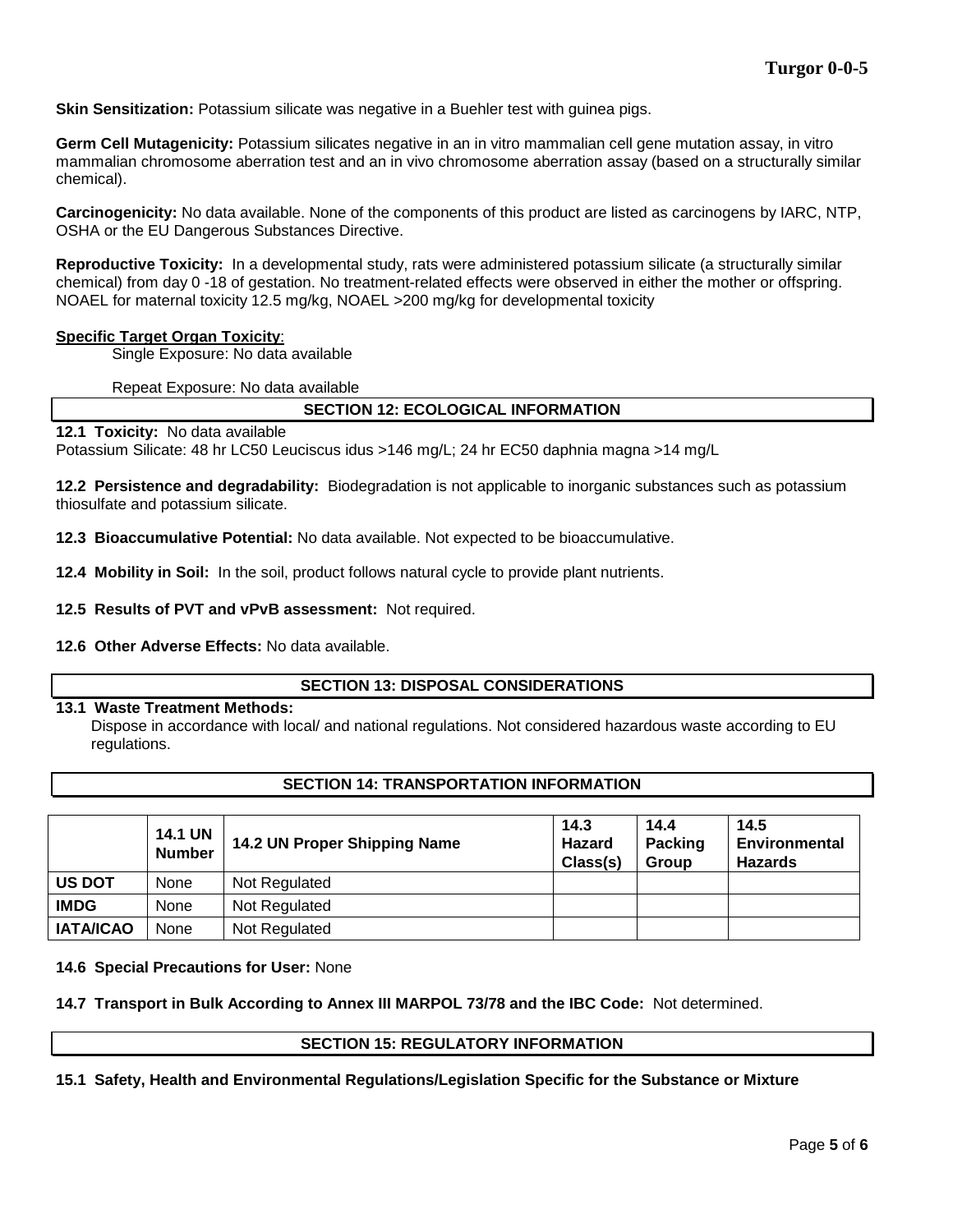**Skin Sensitization:** Potassium silicate was negative in a Buehler test with guinea pigs.

**Germ Cell Mutagenicity:** Potassium silicates negative in an in vitro mammalian cell gene mutation assay, in vitro mammalian chromosome aberration test and an in vivo chromosome aberration assay (based on a structurally similar chemical).

**Carcinogenicity:** No data available. None of the components of this product are listed as carcinogens by IARC, NTP, OSHA or the EU Dangerous Substances Directive.

**Reproductive Toxicity:** In a developmental study, rats were administered potassium silicate (a structurally similar chemical) from day 0 -18 of gestation. No treatment-related effects were observed in either the mother or offspring. NOAEL for maternal toxicity 12.5 mg/kg, NOAEL >200 mg/kg for developmental toxicity

**Specific Target Organ Toxicity**:

Single Exposure: No data available

Repeat Exposure: No data available

## SECTION 12: ECOLOGICAL INFORMATION

**12.1 Toxicity:** No data available
Potassium Silicate: 48 hr LC50 Leuciscus idus >146 mg/L; 24 hr EC50 daphnia magna >14 mg/L

**12.2 Persistence and degradability:** Biodegradation is not applicable to inorganic substances such as potassium thiosulfate and potassium silicate.

**12.3 Bioaccumulative Potential:** No data available. Not expected to be bioaccumulative.

**12.4 Mobility in Soil:** In the soil, product follows natural cycle to provide plant nutrients.

**12.5 Results of PVT and vPvB assessment:** Not required.

**12.6 Other Adverse Effects:** No data available.

## SECTION 13: DISPOSAL CONSIDERATIONS

**13.1 Waste Treatment Methods:**

Dispose in accordance with local/ and national regulations. Not considered hazardous waste according to EU regulations.

## SECTION 14: TRANSPORTATION INFORMATION

| | 14.1 UN Number | 14.2 UN Proper Shipping Name | 14.3 Hazard Class(s) | 14.4 Packing Group | 14.5 Environmental Hazards |
|---|---|---|---|---|---|
| **US DOT** | None | Not Regulated | | | |
| **IMDG** | None | Not Regulated | | | |
| **IATA/ICAO** | None | Not Regulated | | | |

**14.6 Special Precautions for User:** None

**14.7 Transport in Bulk According to Annex III MARPOL 73/78 and the IBC Code:** Not determined.

## SECTION 15: REGULATORY INFORMATION

**15.1 Safety, Health and Environmental Regulations/Legislation Specific for the Substance or Mixture**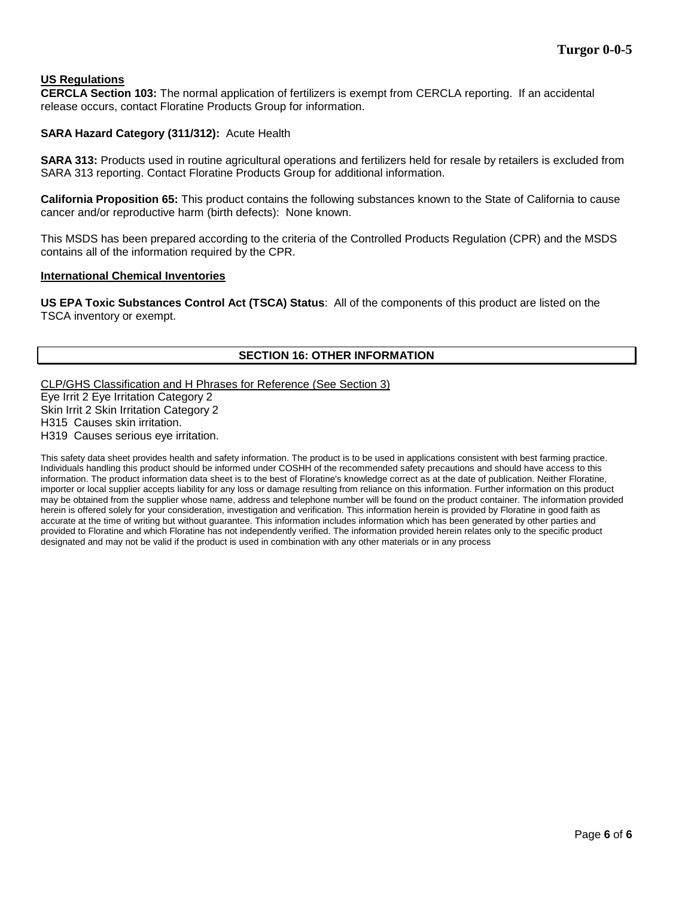**US Regulations**

**CERCLA Section 103:** The normal application of fertilizers is exempt from CERCLA reporting. If an accidental release occurs, contact Floratine Products Group for information.

**SARA Hazard Category (311/312):** Acute Health

**SARA 313:** Products used in routine agricultural operations and fertilizers held for resale by retailers is excluded from SARA 313 reporting. Contact Floratine Products Group for additional information.

**California Proposition 65:** This product contains the following substances known to the State of California to cause cancer and/or reproductive harm (birth defects): None known.

This MSDS has been prepared according to the criteria of the Controlled Products Regulation (CPR) and the MSDS contains all of the information required by the CPR.

**International Chemical Inventories**

**US EPA Toxic Substances Control Act (TSCA) Status**: All of the components of this product are listed on the TSCA inventory or exempt.

## SECTION 16: OTHER INFORMATION

CLP/GHS Classification and H Phrases for Reference (See Section 3)

Eye Irrit 2 Eye Irritation Category 2
Skin Irrit 2 Skin Irritation Category 2
H315 Causes skin irritation.
H319 Causes serious eye irritation.

This safety data sheet provides health and safety information. The product is to be used in applications consistent with best farming practice. Individuals handling this product should be informed under COSHH of the recommended safety precautions and should have access to this information. The product information data sheet is to the best of Floratine's knowledge correct as at the date of publication. Neither Floratine, importer or local supplier accepts liability for any loss or damage resulting from reliance on this information. Further information on this product may be obtained from the supplier whose name, address and telephone number will be found on the product container. The information provided herein is offered solely for your consideration, investigation and verification. This information herein is provided by Floratine in good faith as accurate at the time of writing but without guarantee. This information includes information which has been generated by other parties and provided to Floratine and which Floratine has not independently verified. The information provided herein relates only to the specific product designated and may not be valid if the product is used in combination with any other materials or in any process